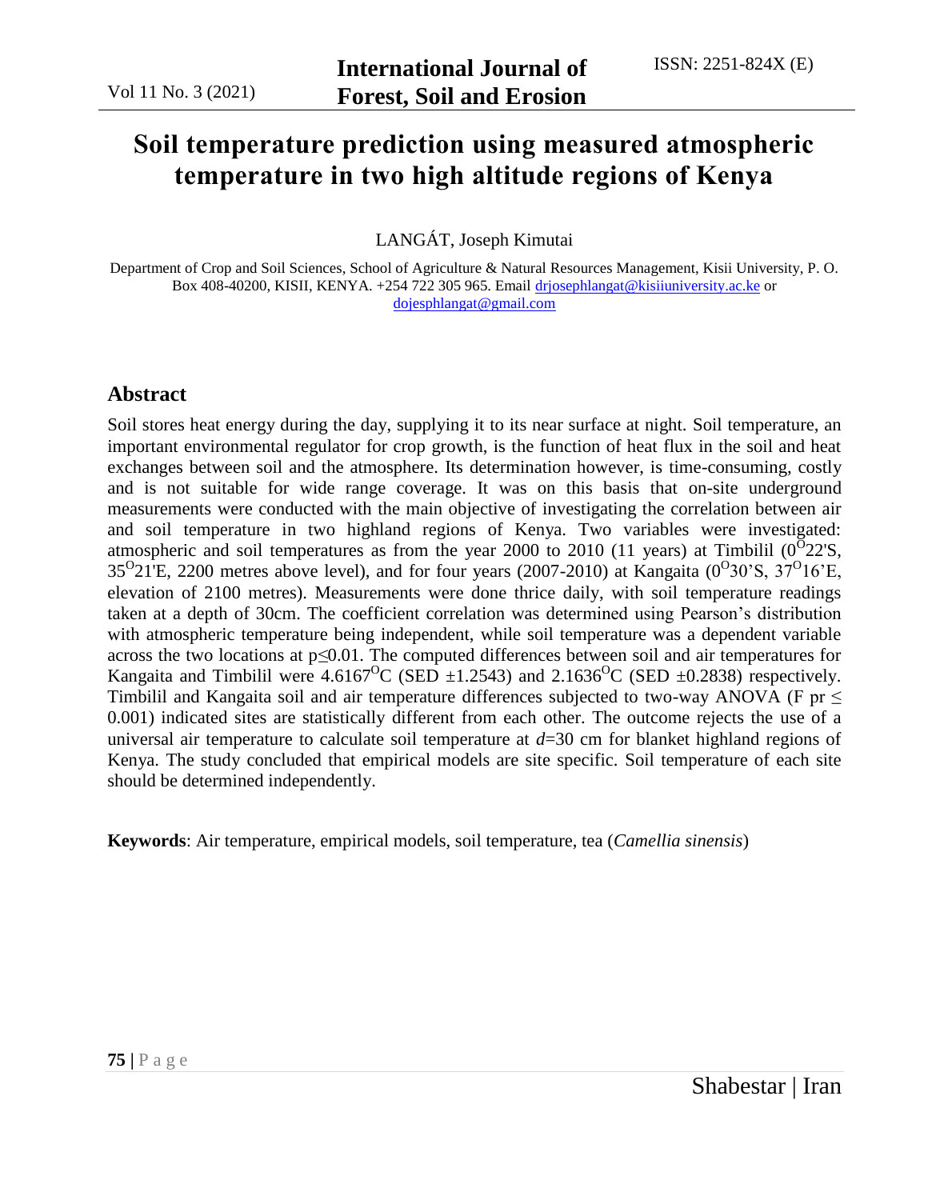# Soil temperature prediction using measured atmospheric temperature in two high altitude regions of Kenya

LANGÁT, Joseph Kimutai

Department of Crop and Soil Sciences, School of Agriculture & Natural Resources Management, Kisii University, P. O. Box 408-40200, KISII, KENYA. +254 722 305 965. Email drjosephlangat@kisiiuniversity.ac.ke or dojesphlangat@gmail.com

## Abstract

Soil stores heat energy during the day, supplying it to its near surface at night. Soil temperature, an important environmental regulator for crop growth, is the function of heat flux in the soil and heat exchanges between soil and the atmosphere. Its determination however, is time-consuming, costly and is not suitable for wide range coverage. It was on this basis that on-site underground measurements were conducted with the main objective of investigating the correlation between air and soil temperature in two highland regions of Kenya. Two variables were investigated: atmospheric and soil temperatures as from the year 2000 to 2010 (11 years) at Timbilil ($0^{O}22'$S, $35^{O}21'$E, 2200 metres above level), and for four years (2007-2010) at Kangaita ($0^{O}30'$S, $37^{O}16'$E, elevation of 2100 metres). Measurements were done thrice daily, with soil temperature readings taken at a depth of 30cm. The coefficient correlation was determined using Pearson's distribution with atmospheric temperature being independent, while soil temperature was a dependent variable across the two locations at $p \leq 0.01$. The computed differences between soil and air temperatures for Kangaita and Timbilil were $4.6167^{O}$C (SED $\pm 1.2543$) and $2.1636^{O}$C (SED $\pm 0.2838$) respectively. Timbilil and Kangaita soil and air temperature differences subjected to two-way ANOVA (F pr $\leq$ 0.001) indicated sites are statistically different from each other. The outcome rejects the use of a universal air temperature to calculate soil temperature at $d$=30 cm for blanket highland regions of Kenya. The study concluded that empirical models are site specific. Soil temperature of each site should be determined independently.

**Keywords**: Air temperature, empirical models, soil temperature, tea (*Camellia sinensis*)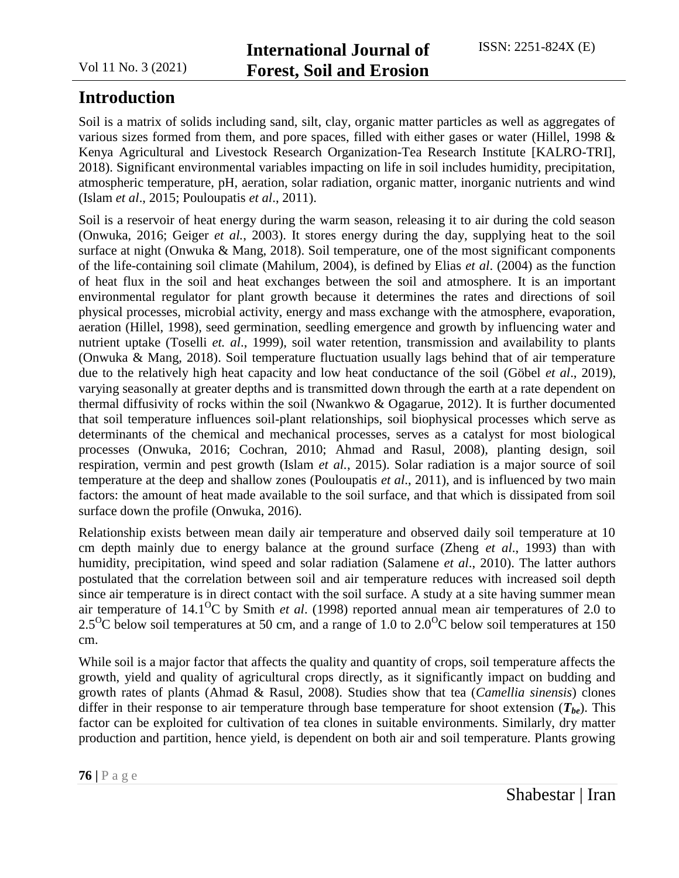## Introduction

Soil is a matrix of solids including sand, silt, clay, organic matter particles as well as aggregates of various sizes formed from them, and pore spaces, filled with either gases or water (Hillel, 1998 & Kenya Agricultural and Livestock Research Organization-Tea Research Institute [KALRO-TRI], 2018). Significant environmental variables impacting on life in soil includes humidity, precipitation, atmospheric temperature, pH, aeration, solar radiation, organic matter, inorganic nutrients and wind (Islam *et al*., 2015; Pouloupatis *et al*., 2011).

Soil is a reservoir of heat energy during the warm season, releasing it to air during the cold season (Onwuka, 2016; Geiger *et al.*, 2003). It stores energy during the day, supplying heat to the soil surface at night (Onwuka & Mang, 2018). Soil temperature, one of the most significant components of the life-containing soil climate (Mahilum, 2004), is defined by Elias *et al*. (2004) as the function of heat flux in the soil and heat exchanges between the soil and atmosphere. It is an important environmental regulator for plant growth because it determines the rates and directions of soil physical processes, microbial activity, energy and mass exchange with the atmosphere, evaporation, aeration (Hillel, 1998), seed germination, seedling emergence and growth by influencing water and nutrient uptake (Toselli *et. al*., 1999), soil water retention, transmission and availability to plants (Onwuka & Mang, 2018). Soil temperature fluctuation usually lags behind that of air temperature due to the relatively high heat capacity and low heat conductance of the soil (Göbel *et al*., 2019), varying seasonally at greater depths and is transmitted down through the earth at a rate dependent on thermal diffusivity of rocks within the soil (Nwankwo & Ogagarue, 2012). It is further documented that soil temperature influences soil-plant relationships, soil biophysical processes which serve as determinants of the chemical and mechanical processes, serves as a catalyst for most biological processes (Onwuka, 2016; Cochran, 2010; Ahmad and Rasul, 2008), planting design, soil respiration, vermin and pest growth (Islam *et al.*, 2015). Solar radiation is a major source of soil temperature at the deep and shallow zones (Pouloupatis *et al*., 2011), and is influenced by two main factors: the amount of heat made available to the soil surface, and that which is dissipated from soil surface down the profile (Onwuka, 2016).

Relationship exists between mean daily air temperature and observed daily soil temperature at 10 cm depth mainly due to energy balance at the ground surface (Zheng *et al*., 1993) than with humidity, precipitation, wind speed and solar radiation (Salamene *et al*., 2010). The latter authors postulated that the correlation between soil and air temperature reduces with increased soil depth since air temperature is in direct contact with the soil surface. A study at a site having summer mean air temperature of 14.1$^{O}$C by Smith *et al*. (1998) reported annual mean air temperatures of 2.0 to 2.5$^{O}$C below soil temperatures at 50 cm, and a range of 1.0 to 2.0$^{O}$C below soil temperatures at 150 cm.

While soil is a major factor that affects the quality and quantity of crops, soil temperature affects the growth, yield and quality of agricultural crops directly, as it significantly impact on budding and growth rates of plants (Ahmad & Rasul, 2008). Studies show that tea (*Camellia sinensis*) clones differ in their response to air temperature through base temperature for shoot extension ($T_{be}$). This factor can be exploited for cultivation of tea clones in suitable environments. Similarly, dry matter production and partition, hence yield, is dependent on both air and soil temperature. Plants growing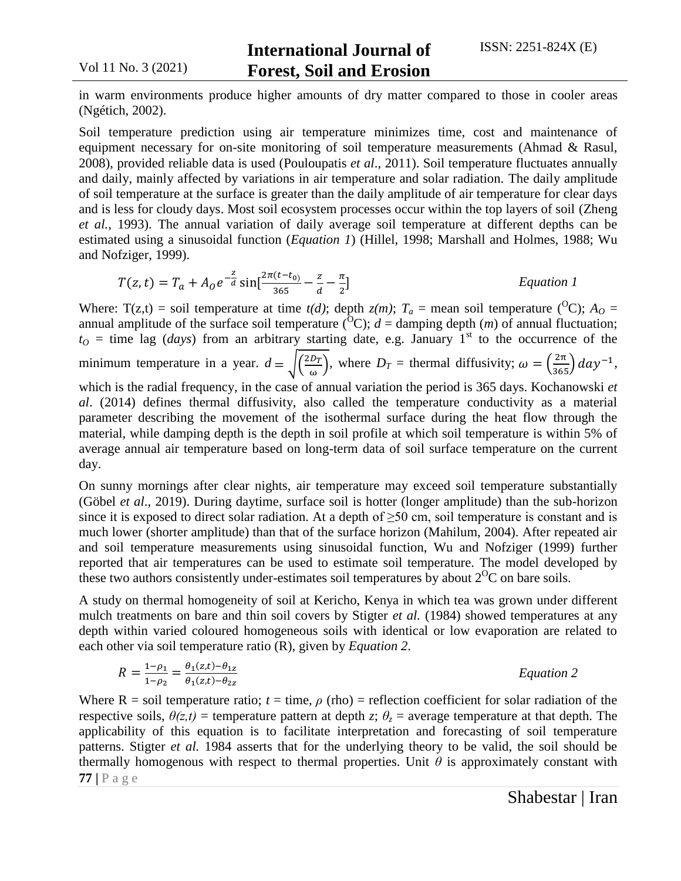in warm environments produce higher amounts of dry matter compared to those in cooler areas (Ngétich, 2002).

Soil temperature prediction using air temperature minimizes time, cost and maintenance of equipment necessary for on-site monitoring of soil temperature measurements (Ahmad & Rasul, 2008), provided reliable data is used (Pouloupatis *et al*., 2011). Soil temperature fluctuates annually and daily, mainly affected by variations in air temperature and solar radiation. The daily amplitude of soil temperature at the surface is greater than the daily amplitude of air temperature for clear days and is less for cloudy days. Most soil ecosystem processes occur within the top layers of soil (Zheng *et al.*, 1993). The annual variation of daily average soil temperature at different depths can be estimated using a sinusoidal function (*Equation 1*) (Hillel, 1998; Marshall and Holmes, 1988; Wu and Nofziger, 1999).

$$T(z,t) = T_a + A_O e^{-\frac{z}{d}} \sin[\frac{2\pi(t-t_{0)}}{365} - \frac{z}{d} - \frac{\pi}{2}] \qquad \textit{Equation 1}$$

Where: T(z,t) = soil temperature at time *t(d)*; depth *z(m)*; $T_a$ = mean soil temperature ($^{O}$C); $A_O$ = annual amplitude of the surface soil temperature ($^{O}$C); *d* = damping depth (*m*) of annual fluctuation; $t_O$ = time lag (*days*) from an arbitrary starting date, e.g. January 1st to the occurrence of the minimum temperature in a year. $d = \sqrt{\left(\frac{2D_T}{\omega}\right)}$, where $D_T$ = thermal diffusivity; $\omega = \left(\frac{2\pi}{365}\right) day^{-1}$, which is the radial frequency, in the case of annual variation the period is 365 days. Kochanowski *et al*. (2014) defines thermal diffusivity, also called the temperature conductivity as a material parameter describing the movement of the isothermal surface during the heat flow through the material, while damping depth is the depth in soil profile at which soil temperature is within 5% of average annual air temperature based on long-term data of soil surface temperature on the current day.

On sunny mornings after clear nights, air temperature may exceed soil temperature substantially (Göbel *et al*., 2019). During daytime, surface soil is hotter (longer amplitude) than the sub-horizon since it is exposed to direct solar radiation. At a depth of ≥50 cm, soil temperature is constant and is much lower (shorter amplitude) than that of the surface horizon (Mahilum, 2004). After repeated air and soil temperature measurements using sinusoidal function, Wu and Nofziger (1999) further reported that air temperatures can be used to estimate soil temperature. The model developed by these two authors consistently under-estimates soil temperatures by about 2$^{O}$C on bare soils.

A study on thermal homogeneity of soil at Kericho, Kenya in which tea was grown under different mulch treatments on bare and thin soil covers by Stigter *et al.* (1984) showed temperatures at any depth within varied coloured homogeneous soils with identical or low evaporation are related to each other via soil temperature ratio (R), given by *Equation 2*.

$$R = \frac{1-\rho_1}{1-\rho_2} = \frac{\theta_1(z,t)-\theta_{1z}}{\theta_1(z,t)-\theta_{2z}} \qquad \textit{Equation 2}$$

Where R = soil temperature ratio; *t* = time, $\rho$ (rho) = reflection coefficient for solar radiation of the respective soils, $\theta(z,t)$ = temperature pattern at depth *z*; $\theta_z$ = average temperature at that depth. The applicability of this equation is to facilitate interpretation and forecasting of soil temperature patterns. Stigter *et al.* 1984 asserts that for the underlying theory to be valid, the soil should be thermally homogenous with respect to thermal properties. Unit $\theta$ is approximately constant with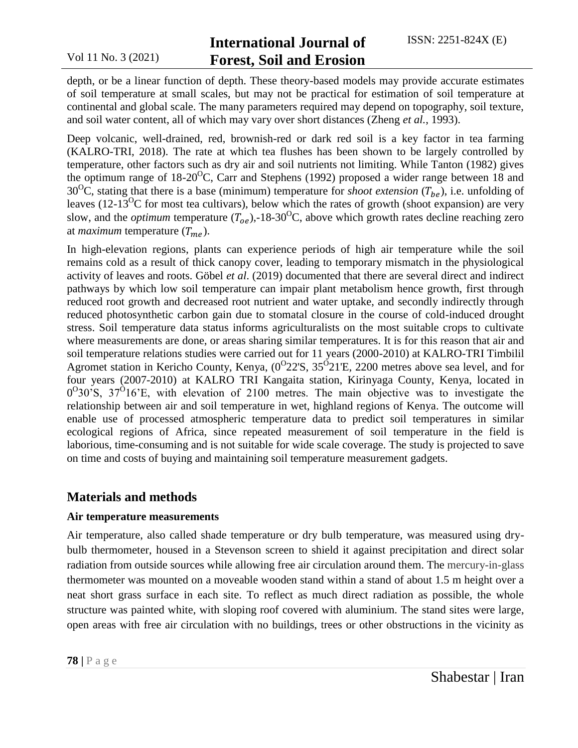depth, or be a linear function of depth. These theory-based models may provide accurate estimates of soil temperature at small scales, but may not be practical for estimation of soil temperature at continental and global scale. The many parameters required may depend on topography, soil texture, and soil water content, all of which may vary over short distances (Zheng *et al.*, 1993).

Deep volcanic, well-drained, red, brownish-red or dark red soil is a key factor in tea farming (KALRO-TRI, 2018). The rate at which tea flushes has been shown to be largely controlled by temperature, other factors such as dry air and soil nutrients not limiting. While Tanton (1982) gives the optimum range of 18-20$^{O}$C, Carr and Stephens (1992) proposed a wider range between 18 and 30$^{O}$C, stating that there is a base (minimum) temperature for *shoot extension* ($T_{be}$), i.e. unfolding of leaves (12-13$^{O}$C for most tea cultivars), below which the rates of growth (shoot expansion) are very slow, and the *optimum* temperature ($T_{oe}$),-18-30$^{O}$C, above which growth rates decline reaching zero at *maximum* temperature ($T_{me}$).

In high-elevation regions, plants can experience periods of high air temperature while the soil remains cold as a result of thick canopy cover, leading to temporary mismatch in the physiological activity of leaves and roots. Göbel *et al*. (2019) documented that there are several direct and indirect pathways by which low soil temperature can impair plant metabolism hence growth, first through reduced root growth and decreased root nutrient and water uptake, and secondly indirectly through reduced photosynthetic carbon gain due to stomatal closure in the course of cold-induced drought stress. Soil temperature data status informs agriculturalists on the most suitable crops to cultivate where measurements are done, or areas sharing similar temperatures. It is for this reason that air and soil temperature relations studies were carried out for 11 years (2000-2010) at KALRO-TRI Timbilil Agromet station in Kericho County, Kenya, (0$^{O}$22'S, 35$^{O}$21'E, 2200 metres above sea level, and for four years (2007-2010) at KALRO TRI Kangaita station, Kirinyaga County, Kenya, located in 0$^{O}$30'S, 37$^{O}$16'E, with elevation of 2100 metres. The main objective was to investigate the relationship between air and soil temperature in wet, highland regions of Kenya. The outcome will enable use of processed atmospheric temperature data to predict soil temperatures in similar ecological regions of Africa, since repeated measurement of soil temperature in the field is laborious, time-consuming and is not suitable for wide scale coverage. The study is projected to save on time and costs of buying and maintaining soil temperature measurement gadgets.

## Materials and methods

### Air temperature measurements

Air temperature, also called shade temperature or dry bulb temperature, was measured using dry-bulb thermometer, housed in a Stevenson screen to shield it against precipitation and direct solar radiation from outside sources while allowing free air circulation around them. The mercury-in-glass thermometer was mounted on a moveable wooden stand within a stand of about 1.5 m height over a neat short grass surface in each site. To reflect as much direct radiation as possible, the whole structure was painted white, with sloping roof covered with aluminium. The stand sites were large, open areas with free air circulation with no buildings, trees or other obstructions in the vicinity as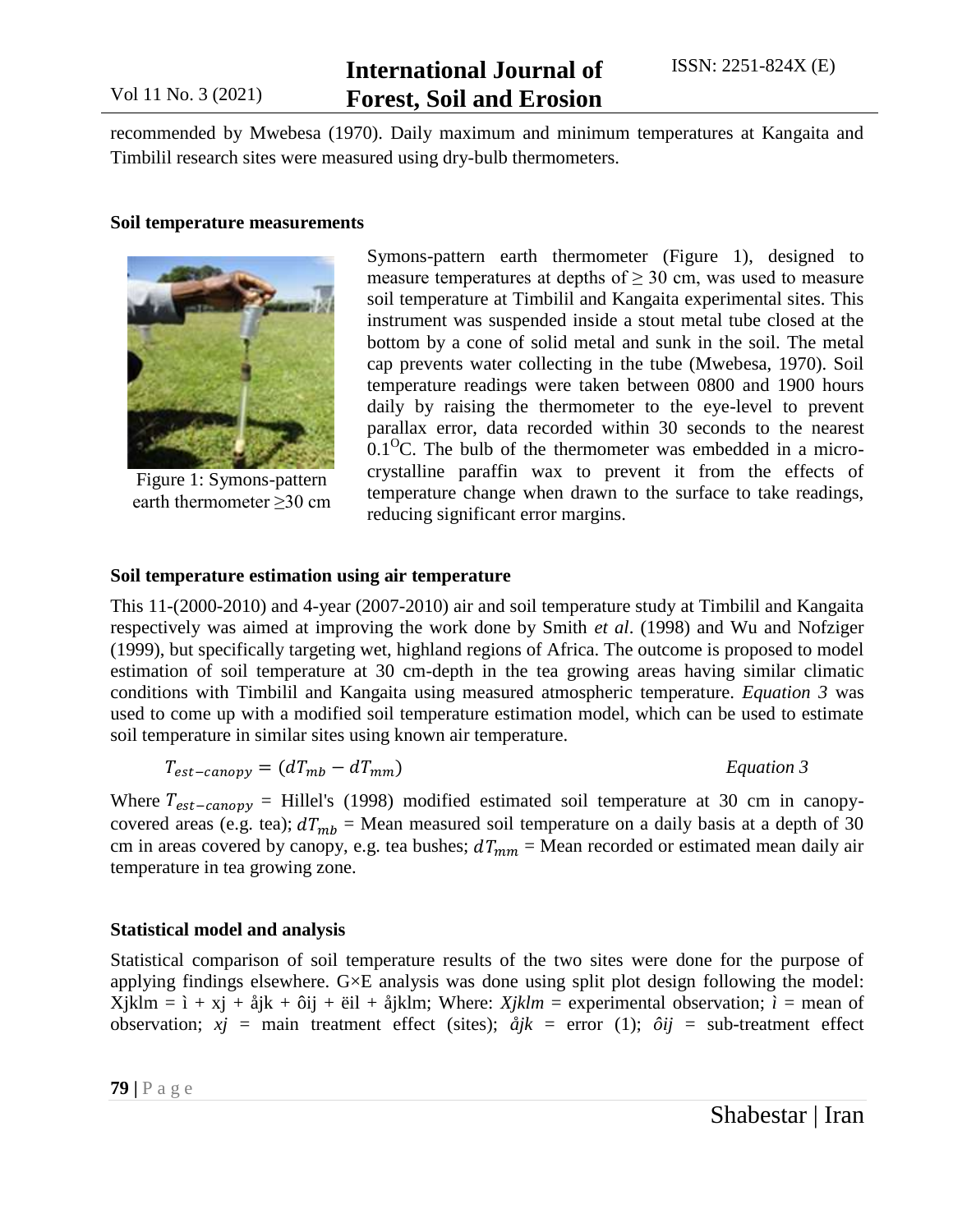recommended by Mwebesa (1970). Daily maximum and minimum temperatures at Kangaita and Timbilil research sites were measured using dry-bulb thermometers.

### Soil temperature measurements

Figure 1: Symons-pattern earth thermometer ≥30 cm

Symons-pattern earth thermometer (Figure 1), designed to measure temperatures at depths of ≥ 30 cm, was used to measure soil temperature at Timbilil and Kangaita experimental sites. This instrument was suspended inside a stout metal tube closed at the bottom by a cone of solid metal and sunk in the soil. The metal cap prevents water collecting in the tube (Mwebesa, 1970). Soil temperature readings were taken between 0800 and 1900 hours daily by raising the thermometer to the eye-level to prevent parallax error, data recorded within 30 seconds to the nearest 0.1$^{O}$C. The bulb of the thermometer was embedded in a micro-crystalline paraffin wax to prevent it from the effects of temperature change when drawn to the surface to take readings, reducing significant error margins.

### Soil temperature estimation using air temperature

This 11-(2000-2010) and 4-year (2007-2010) air and soil temperature study at Timbilil and Kangaita respectively was aimed at improving the work done by Smith *et al*. (1998) and Wu and Nofziger (1999), but specifically targeting wet, highland regions of Africa. The outcome is proposed to model estimation of soil temperature at 30 cm-depth in the tea growing areas having similar climatic conditions with Timbilil and Kangaita using measured atmospheric temperature. *Equation 3* was used to come up with a modified soil temperature estimation model, which can be used to estimate soil temperature in similar sites using known air temperature.

$$T_{est-canopy} = (dT_{mb} - dT_{mm}) \qquad \textit{Equation 3}$$

Where $T_{est-canopy}$ = Hillel's (1998) modified estimated soil temperature at 30 cm in canopy-covered areas (e.g. tea); $dT_{mb}$ = Mean measured soil temperature on a daily basis at a depth of 30 cm in areas covered by canopy, e.g. tea bushes; $dT_{mm}$ = Mean recorded or estimated mean daily air temperature in tea growing zone.

### Statistical model and analysis

Statistical comparison of soil temperature results of the two sites were done for the purpose of applying findings elsewhere. G×E analysis was done using split plot design following the model: Xjklm = ì + xj + åjk + ôij + ëil + åjklm; Where: *Xjklm* = experimental observation; *ì* = mean of observation; *xj* = main treatment effect (sites); *åjk* = error (1); *ôij* = sub-treatment effect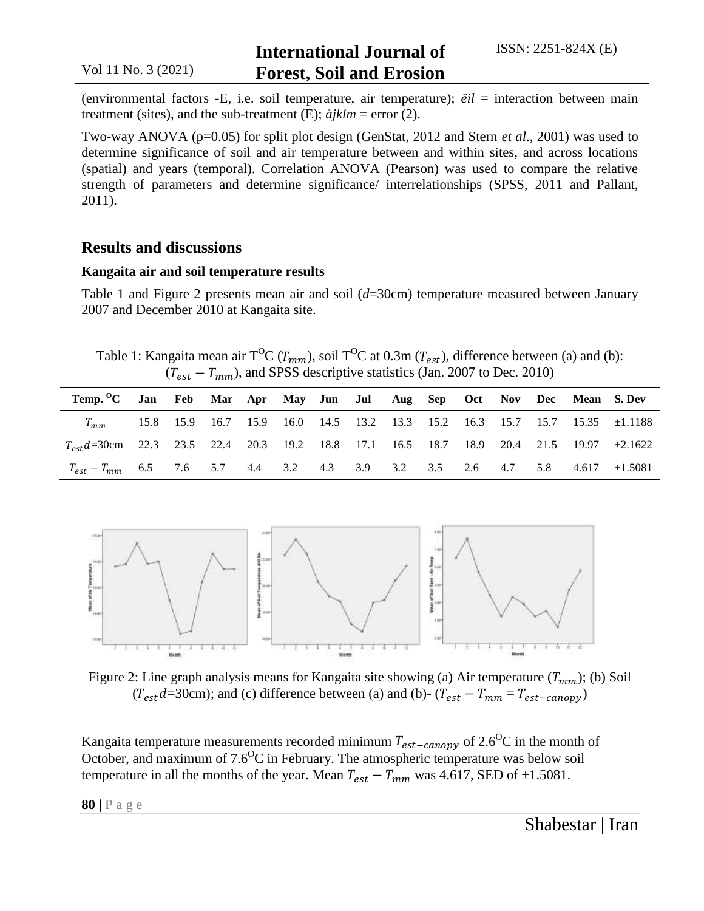(environmental factors -E, i.e. soil temperature, air temperature); *ëil* = interaction between main treatment (sites), and the sub-treatment (E); *åjklm* = error (2).

Two-way ANOVA (p=0.05) for split plot design (GenStat, 2012 and Stern *et al*., 2001) was used to determine significance of soil and air temperature between and within sites, and across locations (spatial) and years (temporal). Correlation ANOVA (Pearson) was used to compare the relative strength of parameters and determine significance/ interrelationships (SPSS, 2011 and Pallant, 2011).

## Results and discussions

### Kangaita air and soil temperature results

Table 1 and Figure 2 presents mean air and soil (*d*=30cm) temperature measured between January 2007 and December 2010 at Kangaita site.

Table 1: Kangaita mean air T$^{O}$C ($T_{mm}$), soil T$^{O}$C at 0.3m ($T_{est}$), difference between (a) and (b): ($T_{est} - T_{mm}$), and SPSS descriptive statistics (Jan. 2007 to Dec. 2010)

| Temp. $^{O}$C | Jan | Feb | Mar | Apr | May | Jun | Jul | Aug | Sep | Oct | Nov | Dec | Mean | S. Dev |
|---|---|---|---|---|---|---|---|---|---|---|---|---|---|---|
| $T_{mm}$ | 15.8 | 15.9 | 16.7 | 15.9 | 16.0 | 14.5 | 13.2 | 13.3 | 15.2 | 16.3 | 15.7 | 15.7 | 15.35 | ±1.1188 |
| $T_{est}d$=30cm | 22.3 | 23.5 | 22.4 | 20.3 | 19.2 | 18.8 | 17.1 | 16.5 | 18.7 | 18.9 | 20.4 | 21.5 | 19.97 | ±2.1622 |
| $T_{est} - T_{mm}$ | 6.5 | 7.6 | 5.7 | 4.4 | 3.2 | 4.3 | 3.9 | 3.2 | 3.5 | 2.6 | 4.7 | 5.8 | 4.617 | ±1.5081 |

Figure 2: Line graph analysis means for Kangaita site showing (a) Air temperature ($T_{mm}$); (b) Soil ($T_{est}d$=30cm); and (c) difference between (a) and (b)- ($T_{est} - T_{mm} = T_{est-canopy}$)

Kangaita temperature measurements recorded minimum $T_{est-canopy}$ of 2.6$^{O}$C in the month of October, and maximum of 7.6$^{O}$C in February. The atmospheric temperature was below soil temperature in all the months of the year. Mean $T_{est} - T_{mm}$ was 4.617, SED of ±1.5081.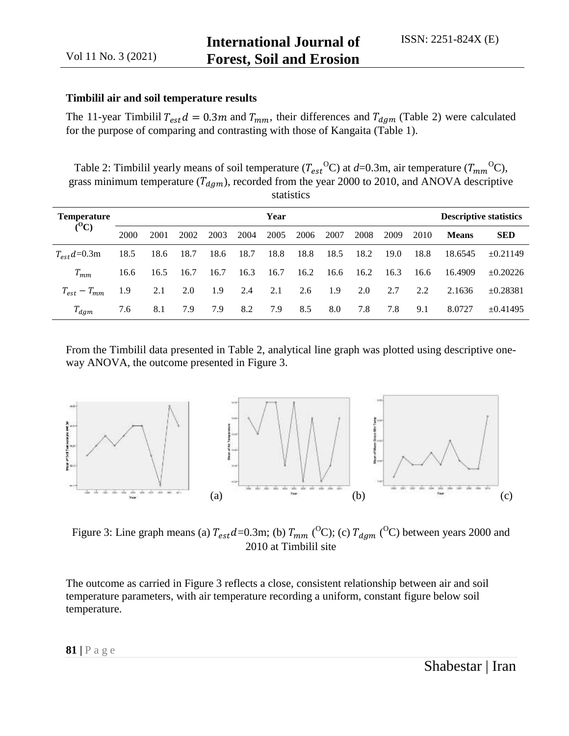### Timbilil air and soil temperature results

The 11-year Timbilil $T_{est}d = 0.3m$ and $T_{mm}$, their differences and $T_{dgm}$ (Table 2) were calculated for the purpose of comparing and contrasting with those of Kangaita (Table 1).

Table 2: Timbilil yearly means of soil temperature ($T_{est}$ $^{O}$C) at $d$=0.3m, air temperature ($T_{mm}$ $^{O}$C), grass minimum temperature ($T_{dgm}$), recorded from the year 2000 to 2010, and ANOVA descriptive statistics

| Temperature ($^{O}$C) | Year | | | | | | | | | | | Descriptive statistics | |
|---|---|---|---|---|---|---|---|---|---|---|---|---|---|
| | 2000 | 2001 | 2002 | 2003 | 2004 | 2005 | 2006 | 2007 | 2008 | 2009 | 2010 | **Means** | **SED** |
| $T_{est}d$=0.3m | 18.5 | 18.6 | 18.7 | 18.6 | 18.7 | 18.8 | 18.8 | 18.5 | 18.2 | 19.0 | 18.8 | 18.6545 | ±0.21149 |
| $T_{mm}$ | 16.6 | 16.5 | 16.7 | 16.7 | 16.3 | 16.7 | 16.2 | 16.6 | 16.2 | 16.3 | 16.6 | 16.4909 | ±0.20226 |
| $T_{est} - T_{mm}$ | 1.9 | 2.1 | 2.0 | 1.9 | 2.4 | 2.1 | 2.6 | 1.9 | 2.0 | 2.7 | 2.2 | 2.1636 | ±0.28381 |
| $T_{dgm}$ | 7.6 | 8.1 | 7.9 | 7.9 | 8.2 | 7.9 | 8.5 | 8.0 | 7.8 | 7.8 | 9.1 | 8.0727 | ±0.41495 |

From the Timbilil data presented in Table 2, analytical line graph was plotted using descriptive one-way ANOVA, the outcome presented in Figure 3.

Figure 3: Line graph means (a) $T_{est}d$=0.3m; (b) $T_{mm}$ ($^{O}$C); (c) $T_{dgm}$ ($^{O}$C) between years 2000 and 2010 at Timbilil site

The outcome as carried in Figure 3 reflects a close, consistent relationship between air and soil temperature parameters, with air temperature recording a uniform, constant figure below soil temperature.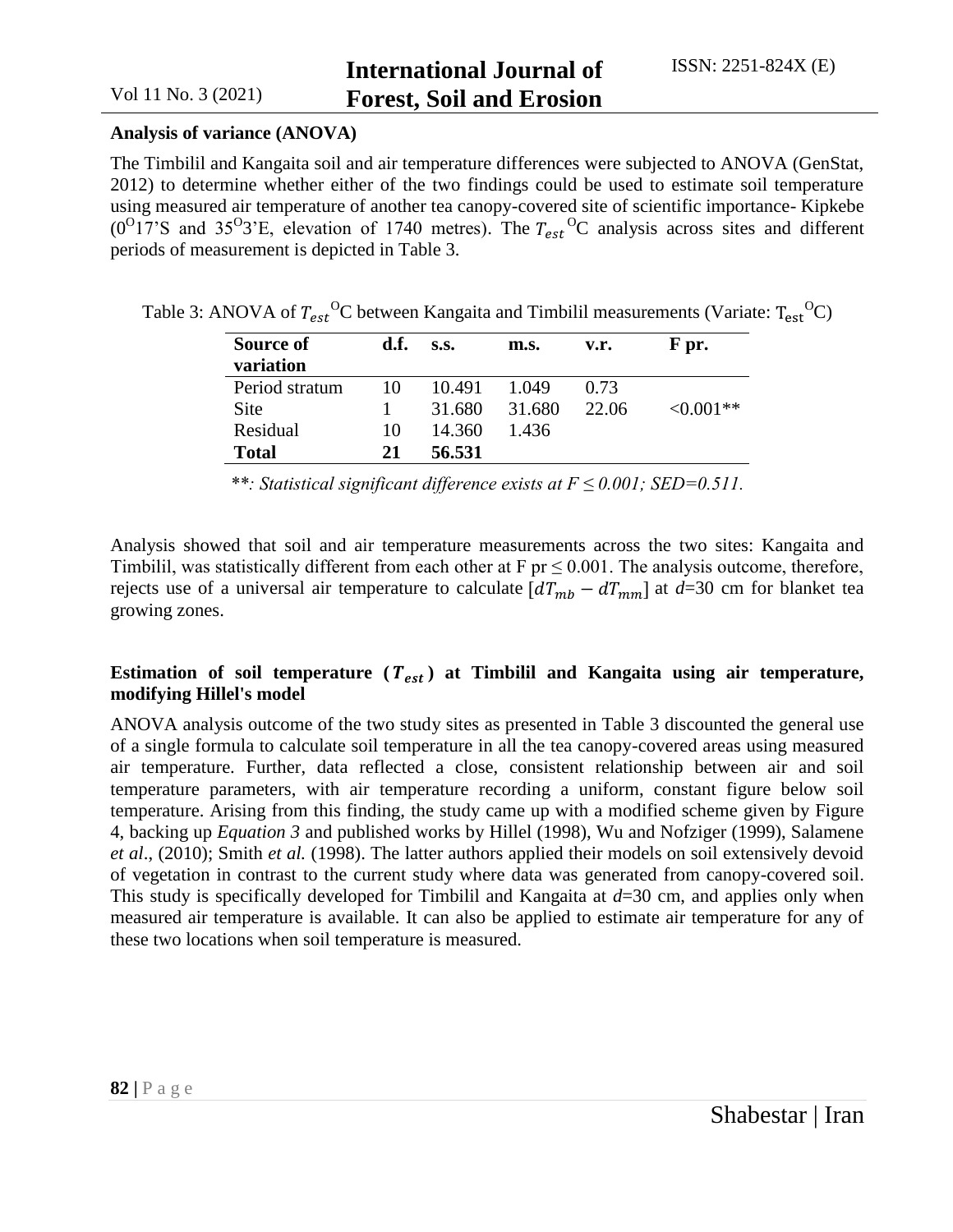### Analysis of variance (ANOVA)

The Timbilil and Kangaita soil and air temperature differences were subjected to ANOVA (GenStat, 2012) to determine whether either of the two findings could be used to estimate soil temperature using measured air temperature of another tea canopy-covered site of scientific importance- Kipkebe ($0^{O}17$'S and $35^{O}3$'E, elevation of 1740 metres). The $T_{est}$ $^{O}$C analysis across sites and different periods of measurement is depicted in Table 3.

Table 3: ANOVA of $T_{est}$ $^{O}$C between Kangaita and Timbilil measurements (Variate: $T_{est}$ $^{O}$C)

| Source of variation | d.f. | s.s. | m.s. | v.r. | F pr. |
|---|---|---|---|---|---|
| Period stratum | 10 | 10.491 | 1.049 | 0.73 | |
| Site | 1 | 31.680 | 31.680 | 22.06 | <0.001** |
| Residual | 10 | 14.360 | 1.436 | | |
| **Total** | **21** | **56.531** | | | |

*\*\*: Statistical significant difference exists at F ≤ 0.001; SED=0.511.*

Analysis showed that soil and air temperature measurements across the two sites: Kangaita and Timbilil, was statistically different from each other at F pr ≤ 0.001. The analysis outcome, therefore, rejects use of a universal air temperature to calculate $[dT_{mb} - dT_{mm}]$ at *d*=30 cm for blanket tea growing zones.

### Estimation of soil temperature ($T_{est}$) at Timbilil and Kangaita using air temperature, modifying Hillel's model

ANOVA analysis outcome of the two study sites as presented in Table 3 discounted the general use of a single formula to calculate soil temperature in all the tea canopy-covered areas using measured air temperature. Further, data reflected a close, consistent relationship between air and soil temperature parameters, with air temperature recording a uniform, constant figure below soil temperature. Arising from this finding, the study came up with a modified scheme given by Figure 4, backing up *Equation 3* and published works by Hillel (1998), Wu and Nofziger (1999), Salamene *et al*., (2010); Smith *et al.* (1998). The latter authors applied their models on soil extensively devoid of vegetation in contrast to the current study where data was generated from canopy-covered soil. This study is specifically developed for Timbilil and Kangaita at *d*=30 cm, and applies only when measured air temperature is available. It can also be applied to estimate air temperature for any of these two locations when soil temperature is measured.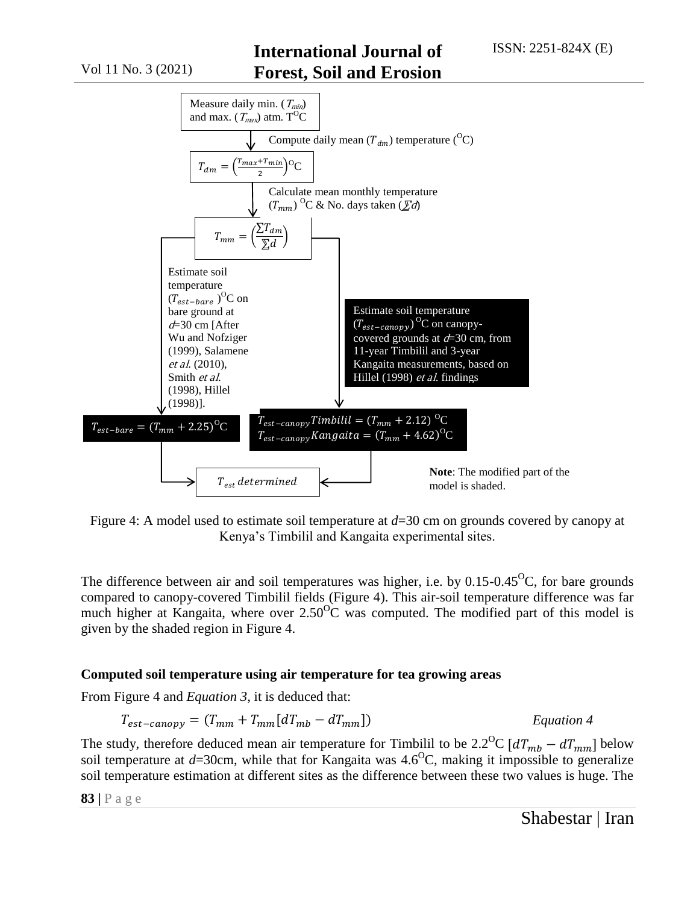Measure daily min. ($T_{min}$) and max. ($T_{max}$) atm. T$^{O}$C

Compute daily mean ($T_{dm}$) temperature ($^{O}$C)

$$T_{dm} = \left(\frac{T_{max}+T_{min}}{2}\right)^{O}\text{C}$$

Calculate mean monthly temperature ($T_{mm}$) $^{O}$C & No. days taken ($\sum d$)

$$T_{mm} = \left(\frac{\sum T_{dm}}{\sum d}\right)$$

Estimate soil temperature ($T_{est-bare}$)$^{O}$C on bare ground at *d*=30 cm [After Wu and Nofziger (1999), Salamene *et al.* (2010), Smith *et al.* (1998), Hillel (1998)].

Estimate soil temperature ($T_{est-canopy}$) $^{O}$C on canopy-covered grounds at *d*=30 cm, from 11-year Timbilil and 3-year Kangaita measurements, based on Hillel (1998) *et al.* findings

$$T_{est-bare} = (T_{mm} + 2.25)^{O}\text{C}$$

$$T_{est-canopy}Timbilil = (T_{mm} + 2.12)\ ^{O}\text{C}$$
$$T_{est-canopy}Kangaita = (T_{mm} + 4.62)^{O}\text{C}$$

$T_{est}$ *determined*

**Note**: The modified part of the model is shaded.

Figure 4: A model used to estimate soil temperature at *d*=30 cm on grounds covered by canopy at Kenya's Timbilil and Kangaita experimental sites.

The difference between air and soil temperatures was higher, i.e. by 0.15-0.45$^{O}$C, for bare grounds compared to canopy-covered Timbilil fields (Figure 4). This air-soil temperature difference was far much higher at Kangaita, where over 2.50$^{O}$C was computed. The modified part of this model is given by the shaded region in Figure 4.

### Computed soil temperature using air temperature for tea growing areas

From Figure 4 and *Equation 3*, it is deduced that:

$$T_{est-canopy} = (T_{mm} + T_{mm}[dT_{mb} - dT_{mm}]) \qquad \textit{Equation 4}$$

The study, therefore deduced mean air temperature for Timbilil to be 2.2$^{O}$C [$dT_{mb} - dT_{mm}$] below soil temperature at *d*=30cm, while that for Kangaita was 4.6$^{O}$C, making it impossible to generalize soil temperature estimation at different sites as the difference between these two values is huge. The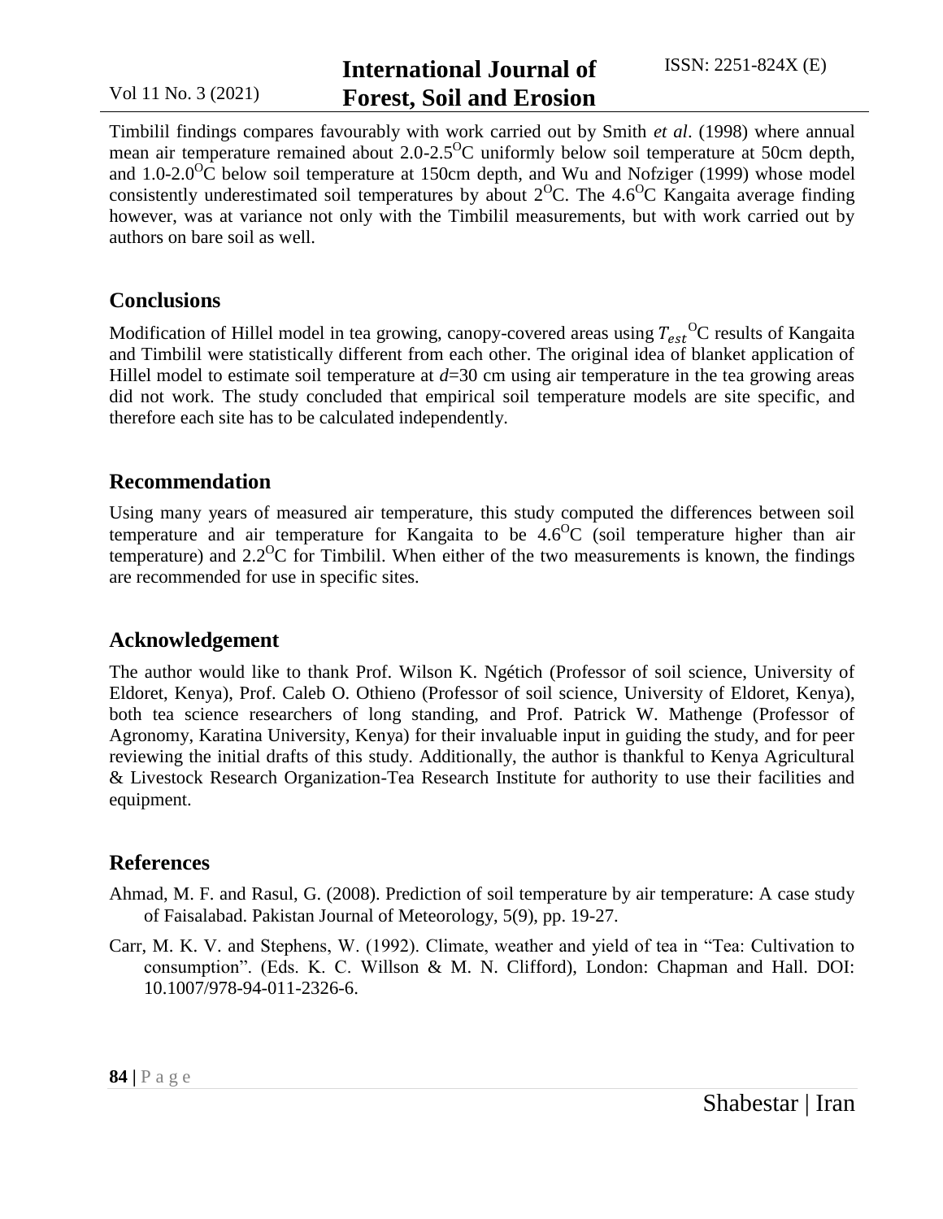Timbilil findings compares favourably with work carried out by Smith *et al*. (1998) where annual mean air temperature remained about 2.0-2.5$^{O}$C uniformly below soil temperature at 50cm depth, and 1.0-2.0$^{O}$C below soil temperature at 150cm depth, and Wu and Nofziger (1999) whose model consistently underestimated soil temperatures by about 2$^{O}$C. The 4.6$^{O}$C Kangaita average finding however, was at variance not only with the Timbilil measurements, but with work carried out by authors on bare soil as well.

## Conclusions

Modification of Hillel model in tea growing, canopy-covered areas using $T_{est}$$^{O}$C results of Kangaita and Timbilil were statistically different from each other. The original idea of blanket application of Hillel model to estimate soil temperature at $d$=30 cm using air temperature in the tea growing areas did not work. The study concluded that empirical soil temperature models are site specific, and therefore each site has to be calculated independently.

## Recommendation

Using many years of measured air temperature, this study computed the differences between soil temperature and air temperature for Kangaita to be 4.6$^{O}$C (soil temperature higher than air temperature) and 2.2$^{O}$C for Timbilil. When either of the two measurements is known, the findings are recommended for use in specific sites.

## Acknowledgement

The author would like to thank Prof. Wilson K. Ngétich (Professor of soil science, University of Eldoret, Kenya), Prof. Caleb O. Othieno (Professor of soil science, University of Eldoret, Kenya), both tea science researchers of long standing, and Prof. Patrick W. Mathenge (Professor of Agronomy, Karatina University, Kenya) for their invaluable input in guiding the study, and for peer reviewing the initial drafts of this study. Additionally, the author is thankful to Kenya Agricultural & Livestock Research Organization-Tea Research Institute for authority to use their facilities and equipment.

## References

Ahmad, M. F. and Rasul, G. (2008). Prediction of soil temperature by air temperature: A case study of Faisalabad. Pakistan Journal of Meteorology, 5(9), pp. 19-27.

Carr, M. K. V. and Stephens, W. (1992). Climate, weather and yield of tea in "Tea: Cultivation to consumption". (Eds. K. C. Willson & M. N. Clifford), London: Chapman and Hall. DOI: 10.1007/978-94-011-2326-6.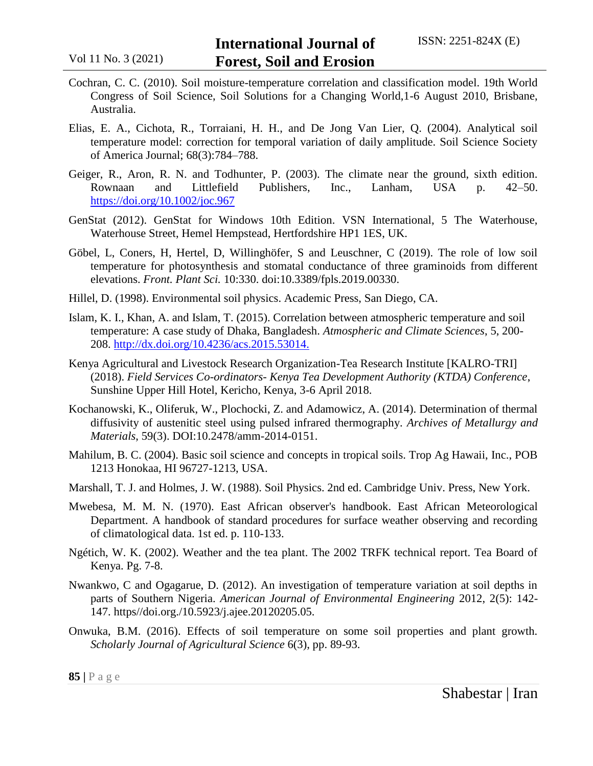Cochran, C. C. (2010). Soil moisture-temperature correlation and classification model. 19th World Congress of Soil Science, Soil Solutions for a Changing World,1-6 August 2010, Brisbane, Australia.

Elias, E. A., Cichota, R., Torraiani, H. H., and De Jong Van Lier, Q. (2004). Analytical soil temperature model: correction for temporal variation of daily amplitude. Soil Science Society of America Journal; 68(3):784–788.

Geiger, R., Aron, R. N. and Todhunter, P. (2003). The climate near the ground, sixth edition. Rownaan and Littlefield Publishers, Inc., Lanham, USA p. 42–50. https://doi.org/10.1002/joc.967

GenStat (2012). GenStat for Windows 10th Edition. VSN International, 5 The Waterhouse, Waterhouse Street, Hemel Hempstead, Hertfordshire HP1 1ES, UK.

Göbel, L, Coners, H, Hertel, D, Willinghöfer, S and Leuschner, C (2019). The role of low soil temperature for photosynthesis and stomatal conductance of three graminoids from different elevations. *Front. Plant Sci.* 10:330. doi:10.3389/fpls.2019.00330.

Hillel, D. (1998). Environmental soil physics. Academic Press, San Diego, CA.

Islam, K. I., Khan, A. and Islam, T. (2015). Correlation between atmospheric temperature and soil temperature: A case study of Dhaka, Bangladesh. *Atmospheric and Climate Sciences*, 5, 200-208. http://dx.doi.org/10.4236/acs.2015.53014.

Kenya Agricultural and Livestock Research Organization-Tea Research Institute [KALRO-TRI] (2018). *Field Services Co-ordinators- Kenya Tea Development Authority (KTDA) Conference*, Sunshine Upper Hill Hotel, Kericho, Kenya, 3-6 April 2018.

Kochanowski, K., Oliferuk, W., Plochocki, Z. and Adamowicz, A. (2014). Determination of thermal diffusivity of austenitic steel using pulsed infrared thermography. *Archives of Metallurgy and Materials*, 59(3). DOI:10.2478/amm-2014-0151.

Mahilum, B. C. (2004). Basic soil science and concepts in tropical soils. Trop Ag Hawaii, Inc., POB 1213 Honokaa, HI 96727-1213, USA.

Marshall, T. J. and Holmes, J. W. (1988). Soil Physics. 2nd ed. Cambridge Univ. Press, New York.

Mwebesa, M. M. N. (1970). East African observer's handbook. East African Meteorological Department. A handbook of standard procedures for surface weather observing and recording of climatological data. 1st ed. p. 110-133.

Ngétich, W. K. (2002). Weather and the tea plant. The 2002 TRFK technical report. Tea Board of Kenya. Pg. 7-8.

Nwankwo, C and Ogagarue, D. (2012). An investigation of temperature variation at soil depths in parts of Southern Nigeria. *American Journal of Environmental Engineering* 2012, 2(5): 142-147. https//doi.org./10.5923/j.ajee.20120205.05.

Onwuka, B.M. (2016). Effects of soil temperature on some soil properties and plant growth. *Scholarly Journal of Agricultural Science* 6(3), pp. 89-93.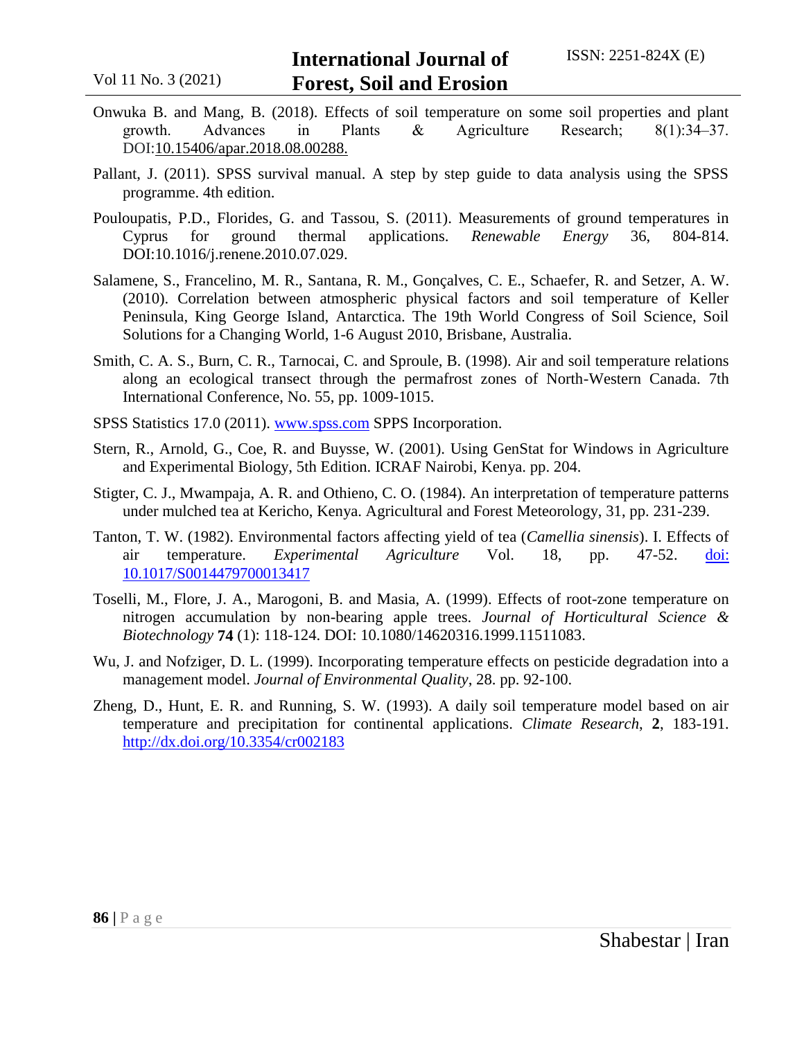Onwuka B. and Mang, B. (2018). Effects of soil temperature on some soil properties and plant growth. Advances in Plants & Agriculture Research; 8(1):34–37. DOI:10.15406/apar.2018.08.00288.

Pallant, J. (2011). SPSS survival manual. A step by step guide to data analysis using the SPSS programme. 4th edition.

Pouloupatis, P.D., Florides, G. and Tassou, S. (2011). Measurements of ground temperatures in Cyprus for ground thermal applications. *Renewable Energy* 36, 804-814. DOI:10.1016/j.renene.2010.07.029.

Salamene, S., Francelino, M. R., Santana, R. M., Gonçalves, C. E., Schaefer, R. and Setzer, A. W. (2010). Correlation between atmospheric physical factors and soil temperature of Keller Peninsula, King George Island, Antarctica. The 19th World Congress of Soil Science, Soil Solutions for a Changing World, 1-6 August 2010, Brisbane, Australia.

Smith, C. A. S., Burn, C. R., Tarnocai, C. and Sproule, B. (1998). Air and soil temperature relations along an ecological transect through the permafrost zones of North-Western Canada. 7th International Conference, No. 55, pp. 1009-1015.

SPSS Statistics 17.0 (2011). www.spss.com SPPS Incorporation.

Stern, R., Arnold, G., Coe, R. and Buysse, W. (2001). Using GenStat for Windows in Agriculture and Experimental Biology, 5th Edition. ICRAF Nairobi, Kenya. pp. 204.

Stigter, C. J., Mwampaja, A. R. and Othieno, C. O. (1984). An interpretation of temperature patterns under mulched tea at Kericho, Kenya. Agricultural and Forest Meteorology, 31, pp. 231-239.

Tanton, T. W. (1982). Environmental factors affecting yield of tea (*Camellia sinensis*). I. Effects of air temperature. *Experimental Agriculture* Vol. 18, pp. 47-52. doi: 10.1017/S0014479700013417

Toselli, M., Flore, J. A., Marogoni, B. and Masia, A. (1999). Effects of root-zone temperature on nitrogen accumulation by non-bearing apple trees. *Journal of Horticultural Science & Biotechnology* **74** (1): 118-124. DOI: 10.1080/14620316.1999.11511083.

Wu, J. and Nofziger, D. L. (1999). Incorporating temperature effects on pesticide degradation into a management model. *Journal of Environmental Quality*, 28. pp. 92-100.

Zheng, D., Hunt, E. R. and Running, S. W. (1993). A daily soil temperature model based on air temperature and precipitation for continental applications. *Climate Research*, **2**, 183-191. http://dx.doi.org/10.3354/cr002183